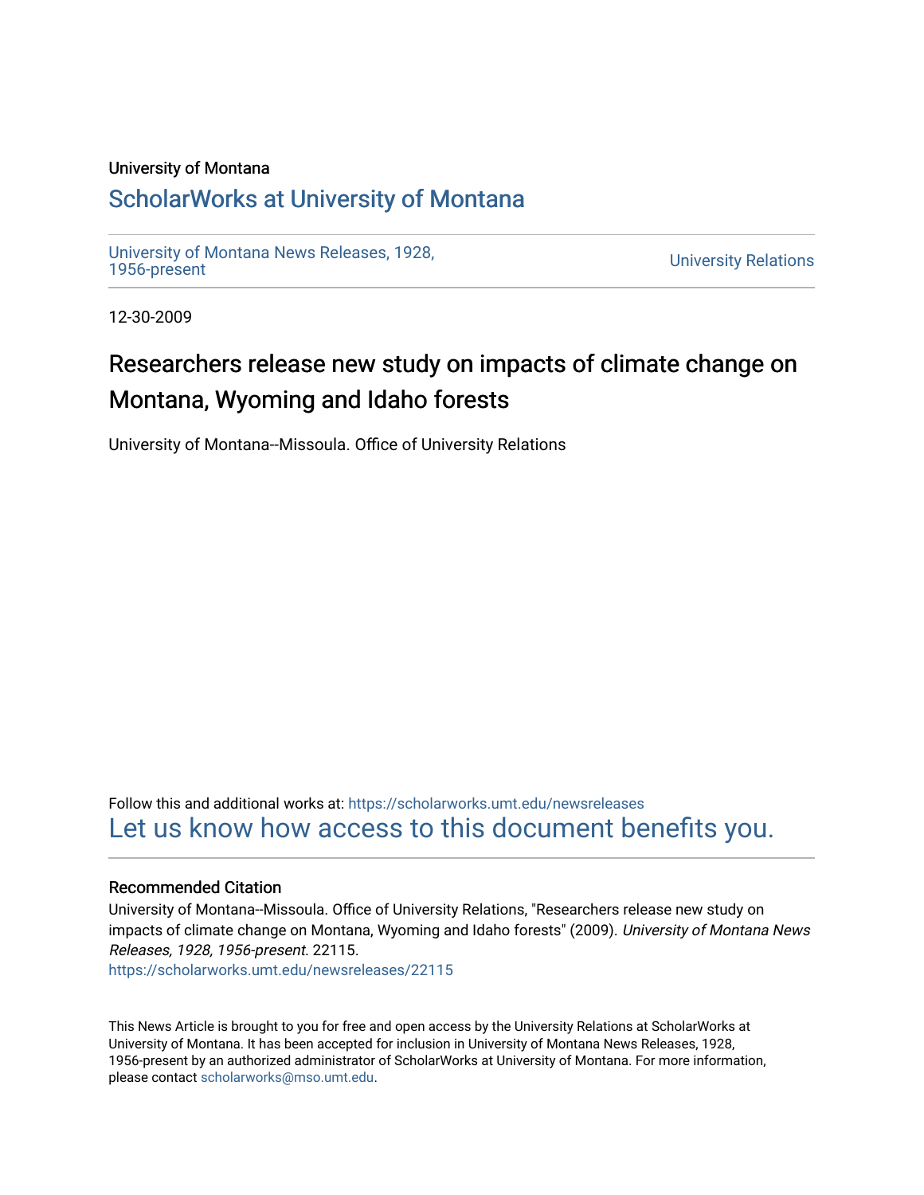University of Montana

# ScholarWorks at University of Montana

University of Montana News Releases, 1928, 1956-present

University Relations

12-30-2009

## Researchers release new study on impacts of climate change on Montana, Wyoming and Idaho forests

University of Montana--Missoula. Office of University Relations

Follow this and additional works at: https://scholarworks.umt.edu/newsreleases

Let us know how access to this document benefits you.

### Recommended Citation

University of Montana--Missoula. Office of University Relations, "Researchers release new study on impacts of climate change on Montana, Wyoming and Idaho forests" (2009). *University of Montana News Releases, 1928, 1956-present*. 22115.

https://scholarworks.umt.edu/newsreleases/22115

This News Article is brought to you for free and open access by the University Relations at ScholarWorks at University of Montana. It has been accepted for inclusion in University of Montana News Releases, 1928, 1956-present by an authorized administrator of ScholarWorks at University of Montana. For more information, please contact scholarworks@mso.umt.edu.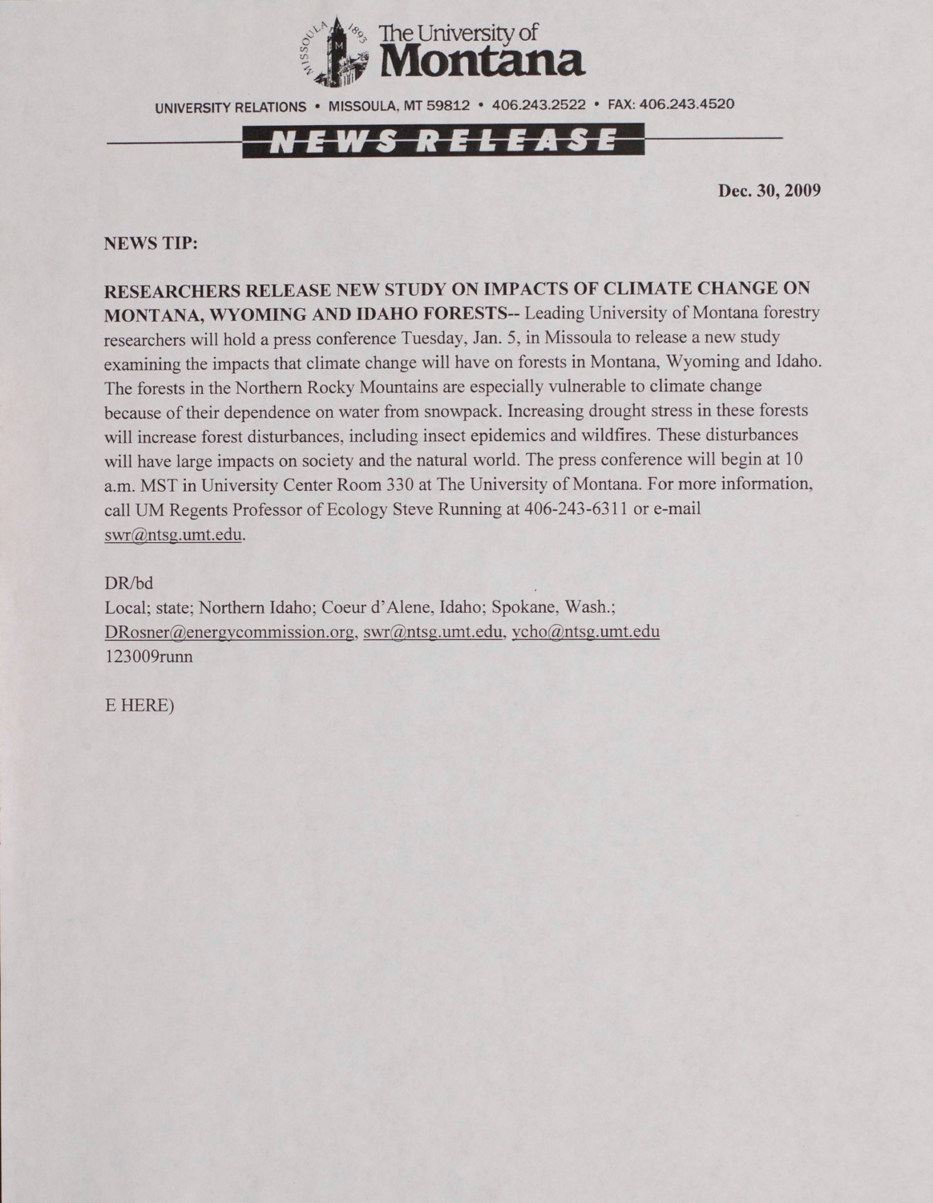The University of Montana

UNIVERSITY RELATIONS • MISSOULA, MT 59812 • 406.243.2522 • FAX: 406.243.4520

NEWS RELEASE

Dec. 30, 2009

**NEWS TIP:**

**RESEARCHERS RELEASE NEW STUDY ON IMPACTS OF CLIMATE CHANGE ON MONTANA, WYOMING AND IDAHO FORESTS--** Leading University of Montana forestry researchers will hold a press conference Tuesday, Jan. 5, in Missoula to release a new study examining the impacts that climate change will have on forests in Montana, Wyoming and Idaho. The forests in the Northern Rocky Mountains are especially vulnerable to climate change because of their dependence on water from snowpack. Increasing drought stress in these forests will increase forest disturbances, including insect epidemics and wildfires. These disturbances will have large impacts on society and the natural world. The press conference will begin at 10 a.m. MST in University Center Room 330 at The University of Montana. For more information, call UM Regents Professor of Ecology Steve Running at 406-243-6311 or e-mail swr@ntsg.umt.edu.

DR/bd

Local; state; Northern Idaho; Coeur d'Alene, Idaho; Spokane, Wash.; DRosner@energycommission.org, swr@ntsg.umt.edu, ycho@ntsg.umt.edu

123009runn

E HERE)